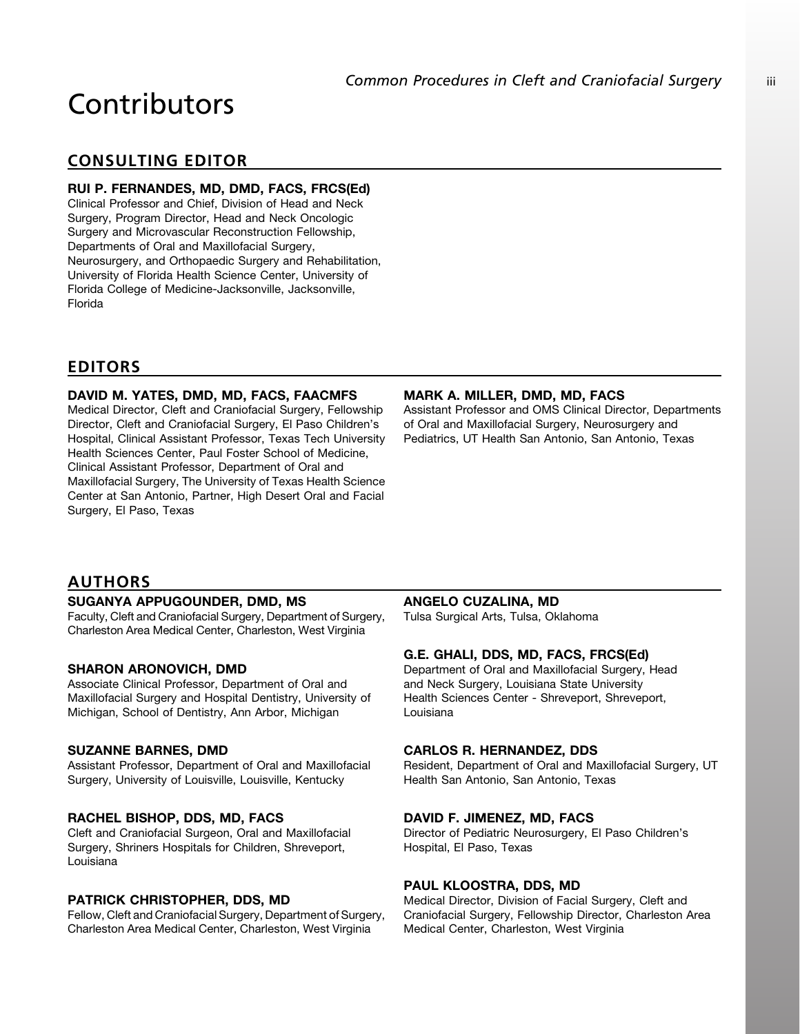# Contributors

## CONSULTING EDITOR

**RUI P. FERNANDES, MD, DMD, FACS, FRCS(Ed)**
Clinical Professor and Chief, Division of Head and Neck Surgery, Program Director, Head and Neck Oncologic Surgery and Microvascular Reconstruction Fellowship, Departments of Oral and Maxillofacial Surgery, Neurosurgery, and Orthopaedic Surgery and Rehabilitation, University of Florida Health Science Center, University of Florida College of Medicine-Jacksonville, Jacksonville, Florida

## EDITORS

**DAVID M. YATES, DMD, MD, FACS, FAACMFS**
Medical Director, Cleft and Craniofacial Surgery, Fellowship Director, Cleft and Craniofacial Surgery, El Paso Children's Hospital, Clinical Assistant Professor, Texas Tech University Health Sciences Center, Paul Foster School of Medicine, Clinical Assistant Professor, Department of Oral and Maxillofacial Surgery, The University of Texas Health Science Center at San Antonio, Partner, High Desert Oral and Facial Surgery, El Paso, Texas

**MARK A. MILLER, DMD, MD, FACS**
Assistant Professor and OMS Clinical Director, Departments of Oral and Maxillofacial Surgery, Neurosurgery and Pediatrics, UT Health San Antonio, San Antonio, Texas

## AUTHORS

**SUGANYA APPUGOUNDER, DMD, MS**
Faculty, Cleft and Craniofacial Surgery, Department of Surgery, Charleston Area Medical Center, Charleston, West Virginia

**SHARON ARONOVICH, DMD**
Associate Clinical Professor, Department of Oral and Maxillofacial Surgery and Hospital Dentistry, University of Michigan, School of Dentistry, Ann Arbor, Michigan

**SUZANNE BARNES, DMD**
Assistant Professor, Department of Oral and Maxillofacial Surgery, University of Louisville, Louisville, Kentucky

**RACHEL BISHOP, DDS, MD, FACS**
Cleft and Craniofacial Surgeon, Oral and Maxillofacial Surgery, Shriners Hospitals for Children, Shreveport, Louisiana

**PATRICK CHRISTOPHER, DDS, MD**
Fellow, Cleft and Craniofacial Surgery, Department of Surgery, Charleston Area Medical Center, Charleston, West Virginia

**ANGELO CUZALINA, MD**
Tulsa Surgical Arts, Tulsa, Oklahoma

**G.E. GHALI, DDS, MD, FACS, FRCS(Ed)**
Department of Oral and Maxillofacial Surgery, Head and Neck Surgery, Louisiana State University Health Sciences Center - Shreveport, Shreveport, Louisiana

**CARLOS R. HERNANDEZ, DDS**
Resident, Department of Oral and Maxillofacial Surgery, UT Health San Antonio, San Antonio, Texas

**DAVID F. JIMENEZ, MD, FACS**
Director of Pediatric Neurosurgery, El Paso Children's Hospital, El Paso, Texas

**PAUL KLOOSTRA, DDS, MD**
Medical Director, Division of Facial Surgery, Cleft and Craniofacial Surgery, Fellowship Director, Charleston Area Medical Center, Charleston, West Virginia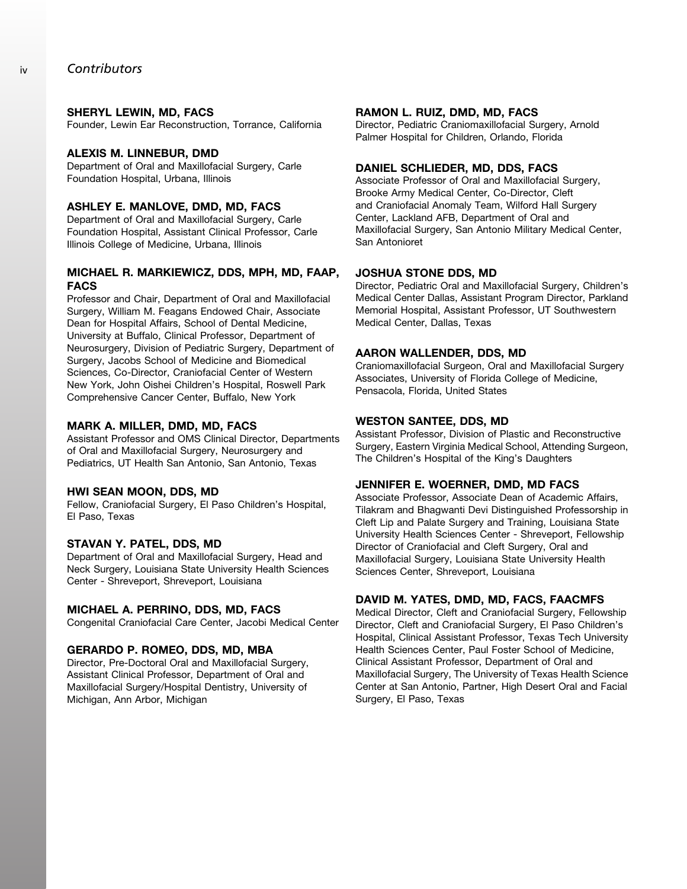**SHERYL LEWIN, MD, FACS**
Founder, Lewin Ear Reconstruction, Torrance, California

**ALEXIS M. LINNEBUR, DMD**
Department of Oral and Maxillofacial Surgery, Carle Foundation Hospital, Urbana, Illinois

**ASHLEY E. MANLOVE, DMD, MD, FACS**
Department of Oral and Maxillofacial Surgery, Carle Foundation Hospital, Assistant Clinical Professor, Carle Illinois College of Medicine, Urbana, Illinois

**MICHAEL R. MARKIEWICZ, DDS, MPH, MD, FAAP, FACS**
Professor and Chair, Department of Oral and Maxillofacial Surgery, William M. Feagans Endowed Chair, Associate Dean for Hospital Affairs, School of Dental Medicine, University at Buffalo, Clinical Professor, Department of Neurosurgery, Division of Pediatric Surgery, Department of Surgery, Jacobs School of Medicine and Biomedical Sciences, Co-Director, Craniofacial Center of Western New York, John Oishei Children's Hospital, Roswell Park Comprehensive Cancer Center, Buffalo, New York

**MARK A. MILLER, DMD, MD, FACS**
Assistant Professor and OMS Clinical Director, Departments of Oral and Maxillofacial Surgery, Neurosurgery and Pediatrics, UT Health San Antonio, San Antonio, Texas

**HWI SEAN MOON, DDS, MD**
Fellow, Craniofacial Surgery, El Paso Children's Hospital, El Paso, Texas

**STAVAN Y. PATEL, DDS, MD**
Department of Oral and Maxillofacial Surgery, Head and Neck Surgery, Louisiana State University Health Sciences Center - Shreveport, Shreveport, Louisiana

**MICHAEL A. PERRINO, DDS, MD, FACS**
Congenital Craniofacial Care Center, Jacobi Medical Center

**GERARDO P. ROMEO, DDS, MD, MBA**
Director, Pre-Doctoral Oral and Maxillofacial Surgery, Assistant Clinical Professor, Department of Oral and Maxillofacial Surgery/Hospital Dentistry, University of Michigan, Ann Arbor, Michigan

**RAMON L. RUIZ, DMD, MD, FACS**
Director, Pediatric Craniomaxillofacial Surgery, Arnold Palmer Hospital for Children, Orlando, Florida

**DANIEL SCHLIEDER, MD, DDS, FACS**
Associate Professor of Oral and Maxillofacial Surgery, Brooke Army Medical Center, Co-Director, Cleft and Craniofacial Anomaly Team, Wilford Hall Surgery Center, Lackland AFB, Department of Oral and Maxillofacial Surgery, San Antonio Military Medical Center, San Antonioret

**JOSHUA STONE DDS, MD**
Director, Pediatric Oral and Maxillofacial Surgery, Children's Medical Center Dallas, Assistant Program Director, Parkland Memorial Hospital, Assistant Professor, UT Southwestern Medical Center, Dallas, Texas

**AARON WALLENDER, DDS, MD**
Craniomaxillofacial Surgeon, Oral and Maxillofacial Surgery Associates, University of Florida College of Medicine, Pensacola, Florida, United States

**WESTON SANTEE, DDS, MD**
Assistant Professor, Division of Plastic and Reconstructive Surgery, Eastern Virginia Medical School, Attending Surgeon, The Children's Hospital of the King's Daughters

**JENNIFER E. WOERNER, DMD, MD FACS**
Associate Professor, Associate Dean of Academic Affairs, Tilakram and Bhagwanti Devi Distinguished Professorship in Cleft Lip and Palate Surgery and Training, Louisiana State University Health Sciences Center - Shreveport, Fellowship Director of Craniofacial and Cleft Surgery, Oral and Maxillofacial Surgery, Louisiana State University Health Sciences Center, Shreveport, Louisiana

**DAVID M. YATES, DMD, MD, FACS, FAACMFS**
Medical Director, Cleft and Craniofacial Surgery, Fellowship Director, Cleft and Craniofacial Surgery, El Paso Children's Hospital, Clinical Assistant Professor, Texas Tech University Health Sciences Center, Paul Foster School of Medicine, Clinical Assistant Professor, Department of Oral and Maxillofacial Surgery, The University of Texas Health Science Center at San Antonio, Partner, High Desert Oral and Facial Surgery, El Paso, Texas